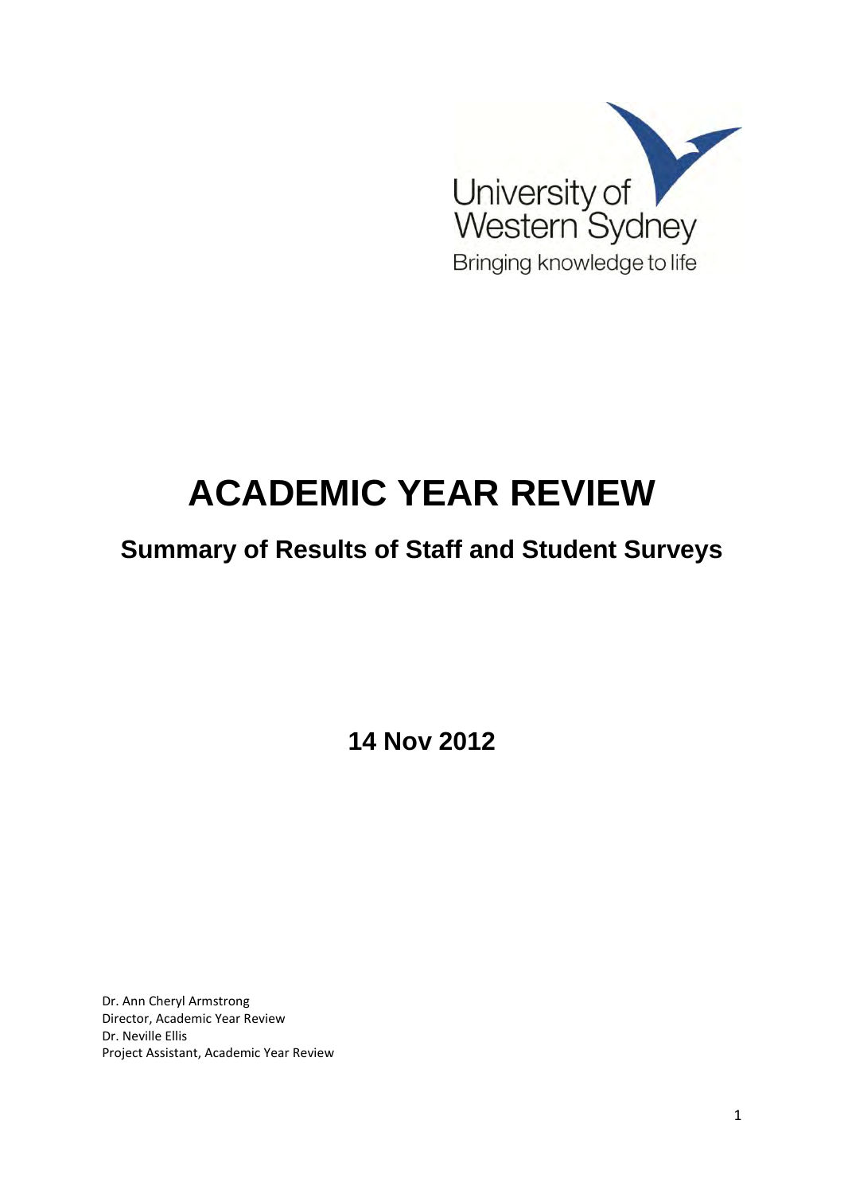University of Western Sydney

Bringing knowledge to life

# ACADEMIC YEAR REVIEW

## Summary of Results of Staff and Student Surveys

**14 Nov 2012**

Dr. Ann Cheryl Armstrong  
Director, Academic Year Review  
Dr. Neville Ellis  
Project Assistant, Academic Year Review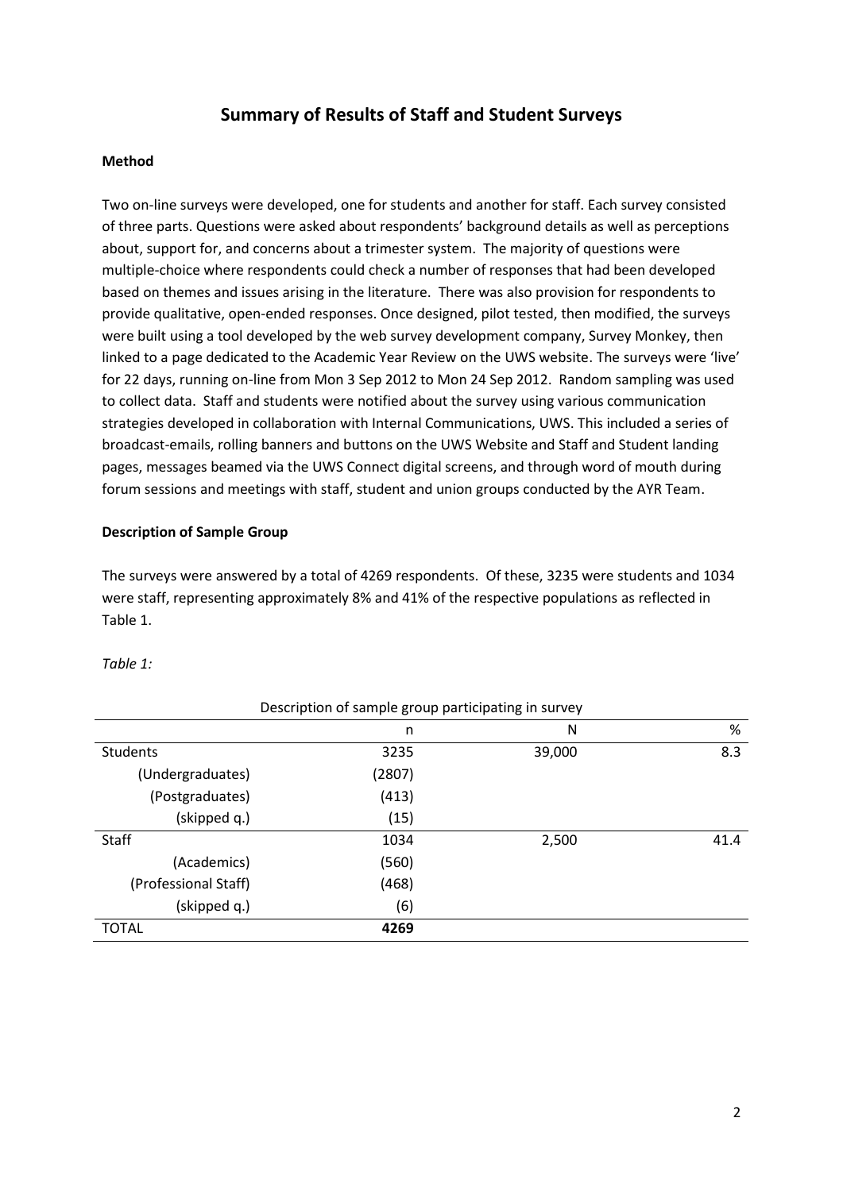## Summary of Results of Staff and Student Surveys

**Method**

Two on-line surveys were developed, one for students and another for staff. Each survey consisted of three parts. Questions were asked about respondents' background details as well as perceptions about, support for, and concerns about a trimester system. The majority of questions were multiple-choice where respondents could check a number of responses that had been developed based on themes and issues arising in the literature. There was also provision for respondents to provide qualitative, open-ended responses. Once designed, pilot tested, then modified, the surveys were built using a tool developed by the web survey development company, Survey Monkey, then linked to a page dedicated to the Academic Year Review on the UWS website. The surveys were 'live' for 22 days, running on-line from Mon 3 Sep 2012 to Mon 24 Sep 2012. Random sampling was used to collect data. Staff and students were notified about the survey using various communication strategies developed in collaboration with Internal Communications, UWS. This included a series of broadcast-emails, rolling banners and buttons on the UWS Website and Staff and Student landing pages, messages beamed via the UWS Connect digital screens, and through word of mouth during forum sessions and meetings with staff, student and union groups conducted by the AYR Team.

**Description of Sample Group**

The surveys were answered by a total of 4269 respondents. Of these, 3235 were students and 1034 were staff, representing approximately 8% and 41% of the respective populations as reflected in Table 1.

*Table 1:*

Description of sample group participating in survey

| | n | N | % |
|---|---|---|---|
| Students | 3235 | 39,000 | 8.3 |
| (Undergraduates) | (2807) | | |
| (Postgraduates) | (413) | | |
| (skipped q.) | (15) | | |
| Staff | 1034 | 2,500 | 41.4 |
| (Academics) | (560) | | |
| (Professional Staff) | (468) | | |
| (skipped q.) | (6) | | |
| TOTAL | **4269** | | |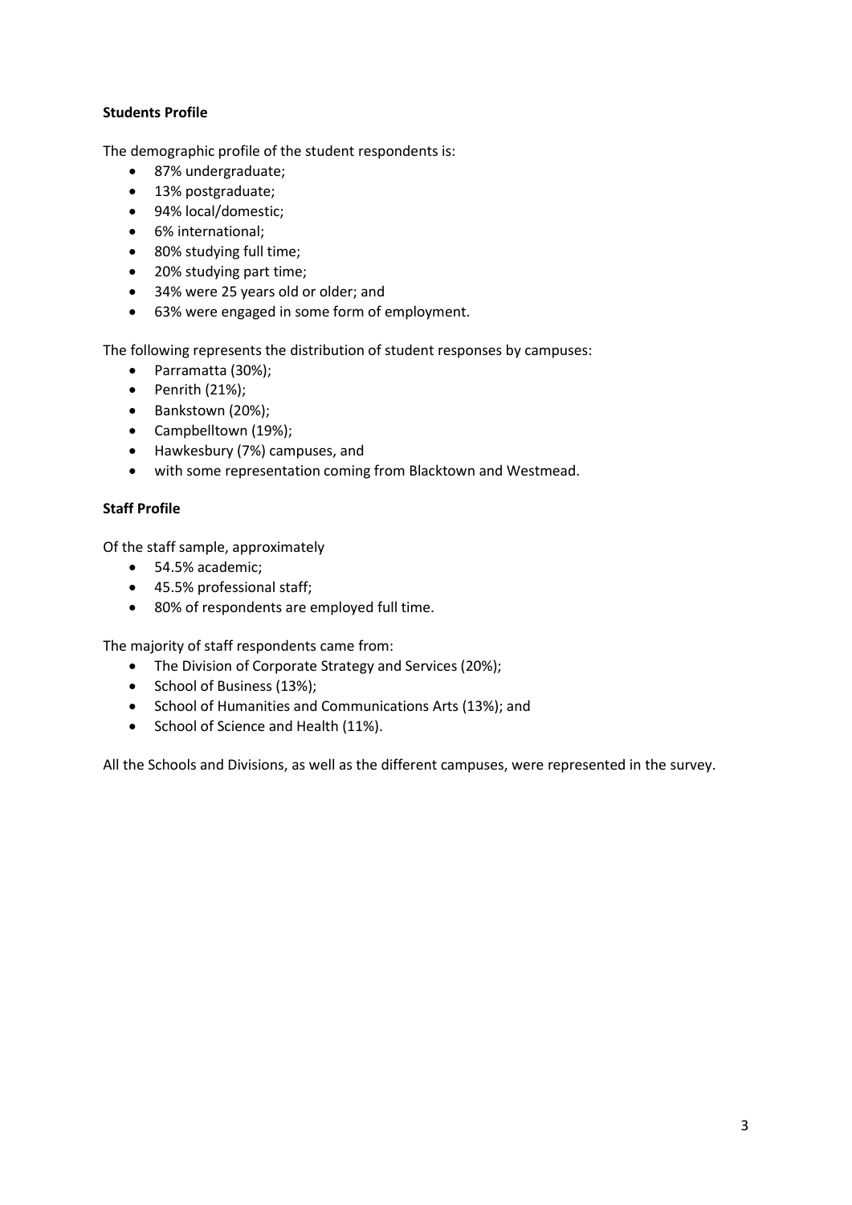**Students Profile**

The demographic profile of the student respondents is:

- 87% undergraduate;
- 13% postgraduate;
- 94% local/domestic;
- 6% international;
- 80% studying full time;
- 20% studying part time;
- 34% were 25 years old or older; and
- 63% were engaged in some form of employment.

The following represents the distribution of student responses by campuses:

- Parramatta (30%);
- Penrith (21%);
- Bankstown (20%);
- Campbelltown (19%);
- Hawkesbury (7%) campuses, and
- with some representation coming from Blacktown and Westmead.

**Staff Profile**

Of the staff sample, approximately

- 54.5% academic;
- 45.5% professional staff;
- 80% of respondents are employed full time.

The majority of staff respondents came from:

- The Division of Corporate Strategy and Services (20%);
- School of Business (13%);
- School of Humanities and Communications Arts (13%); and
- School of Science and Health (11%).

All the Schools and Divisions, as well as the different campuses, were represented in the survey.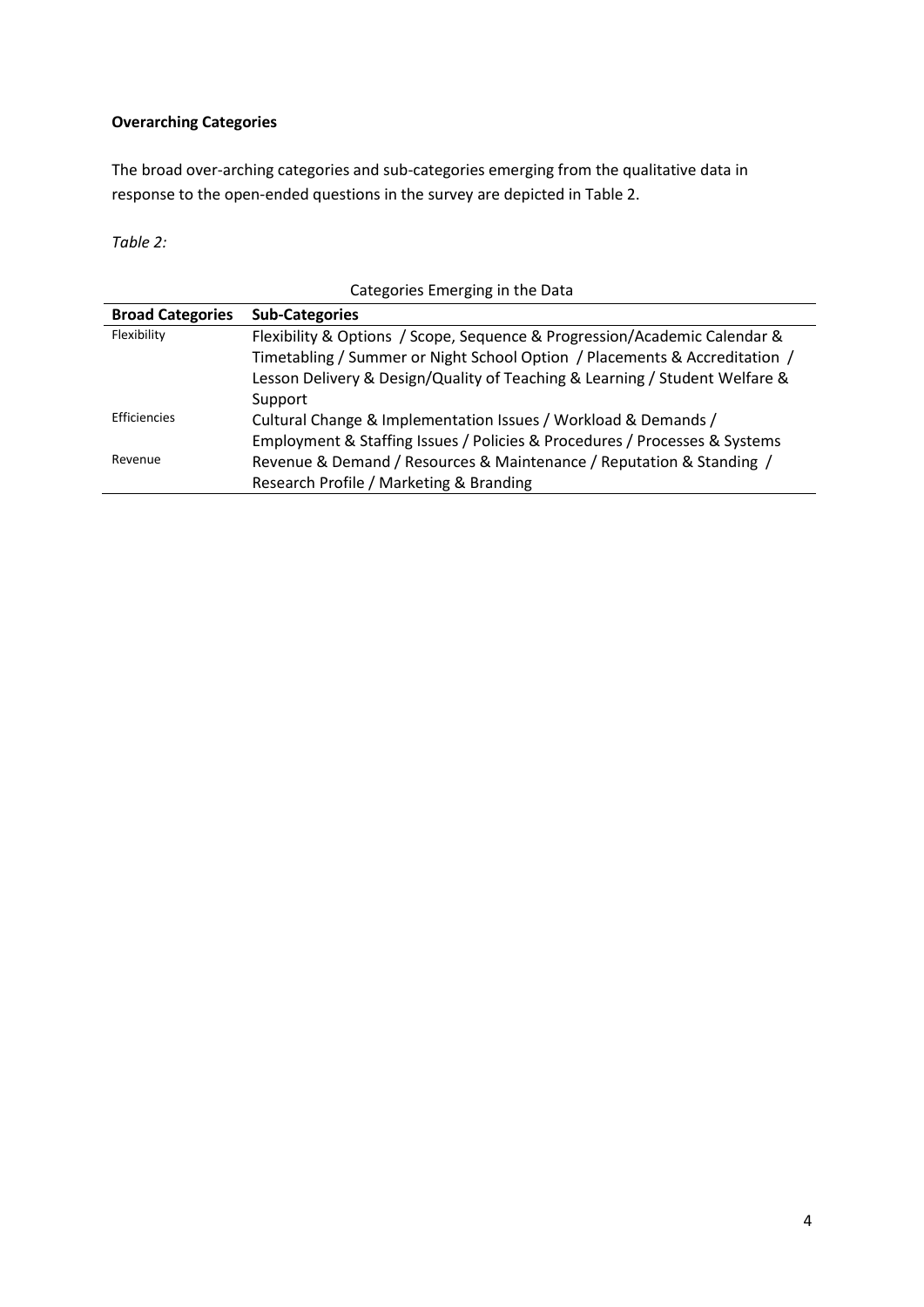**Overarching Categories**

The broad over-arching categories and sub-categories emerging from the qualitative data in response to the open-ended questions in the survey are depicted in Table 2.

*Table 2:*

Categories Emerging in the Data

| Broad Categories | Sub-Categories |
|---|---|
| Flexibility | Flexibility & Options / Scope, Sequence & Progression/Academic Calendar & Timetabling / Summer or Night School Option / Placements & Accreditation / Lesson Delivery & Design/Quality of Teaching & Learning / Student Welfare & Support |
| Efficiencies | Cultural Change & Implementation Issues / Workload & Demands / Employment & Staffing Issues / Policies & Procedures / Processes & Systems |
| Revenue | Revenue & Demand / Resources & Maintenance / Reputation & Standing / Research Profile / Marketing & Branding |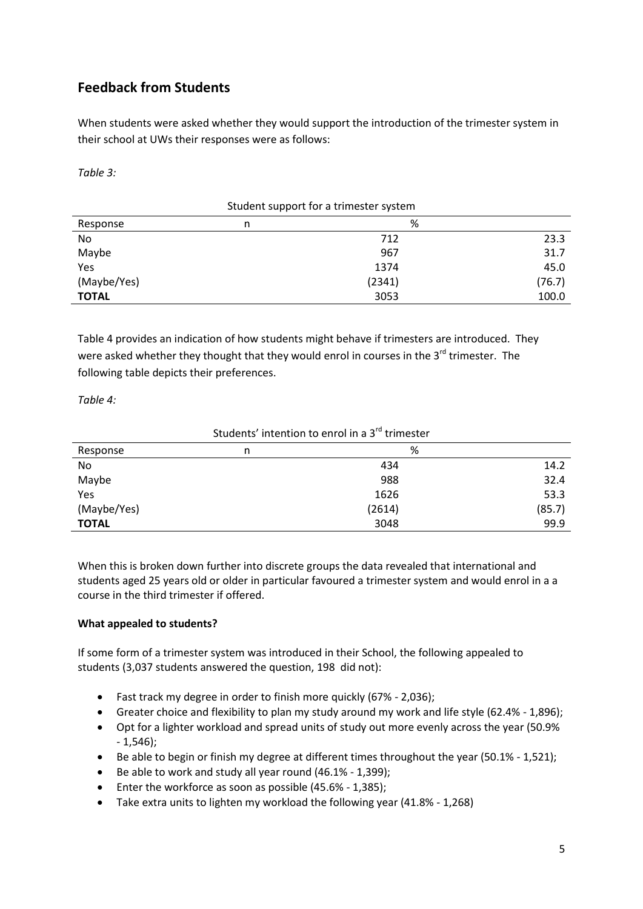## Feedback from Students

When students were asked whether they would support the introduction of the trimester system in their school at UWs their responses were as follows:

*Table 3:*

Student support for a trimester system

| Response | n | % |
|---|---|---|
| No | 712 | 23.3 |
| Maybe | 967 | 31.7 |
| Yes | 1374 | 45.0 |
| (Maybe/Yes) | (2341) | (76.7) |
| **TOTAL** | 3053 | 100.0 |

Table 4 provides an indication of how students might behave if trimesters are introduced. They were asked whether they thought that they would enrol in courses in the 3rd trimester. The following table depicts their preferences.

*Table 4:*

Students' intention to enrol in a 3rd trimester

| Response | n | % |
|---|---|---|
| No | 434 | 14.2 |
| Maybe | 988 | 32.4 |
| Yes | 1626 | 53.3 |
| (Maybe/Yes) | (2614) | (85.7) |
| **TOTAL** | 3048 | 99.9 |

When this is broken down further into discrete groups the data revealed that international and students aged 25 years old or older in particular favoured a trimester system and would enrol in a a course in the third trimester if offered.

**What appealed to students?**

If some form of a trimester system was introduced in their School, the following appealed to students (3,037 students answered the question, 198 did not):

- Fast track my degree in order to finish more quickly (67% - 2,036);
- Greater choice and flexibility to plan my study around my work and life style (62.4% - 1,896);
- Opt for a lighter workload and spread units of study out more evenly across the year (50.9% - 1,546);
- Be able to begin or finish my degree at different times throughout the year (50.1% - 1,521);
- Be able to work and study all year round (46.1% - 1,399);
- Enter the workforce as soon as possible (45.6% - 1,385);
- Take extra units to lighten my workload the following year (41.8% - 1,268)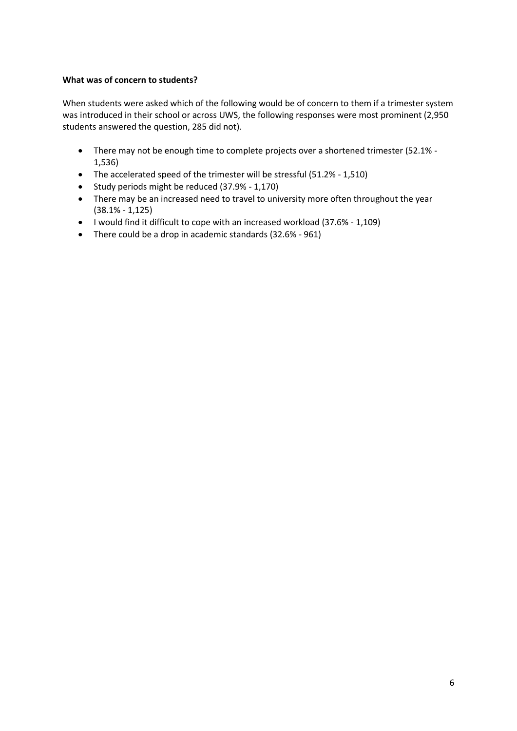**What was of concern to students?**

When students were asked which of the following would be of concern to them if a trimester system was introduced in their school or across UWS, the following responses were most prominent (2,950 students answered the question, 285 did not).

- There may not be enough time to complete projects over a shortened trimester (52.1% - 1,536)
- The accelerated speed of the trimester will be stressful (51.2% - 1,510)
- Study periods might be reduced (37.9% - 1,170)
- There may be an increased need to travel to university more often throughout the year (38.1% - 1,125)
- I would find it difficult to cope with an increased workload (37.6% - 1,109)
- There could be a drop in academic standards (32.6% - 961)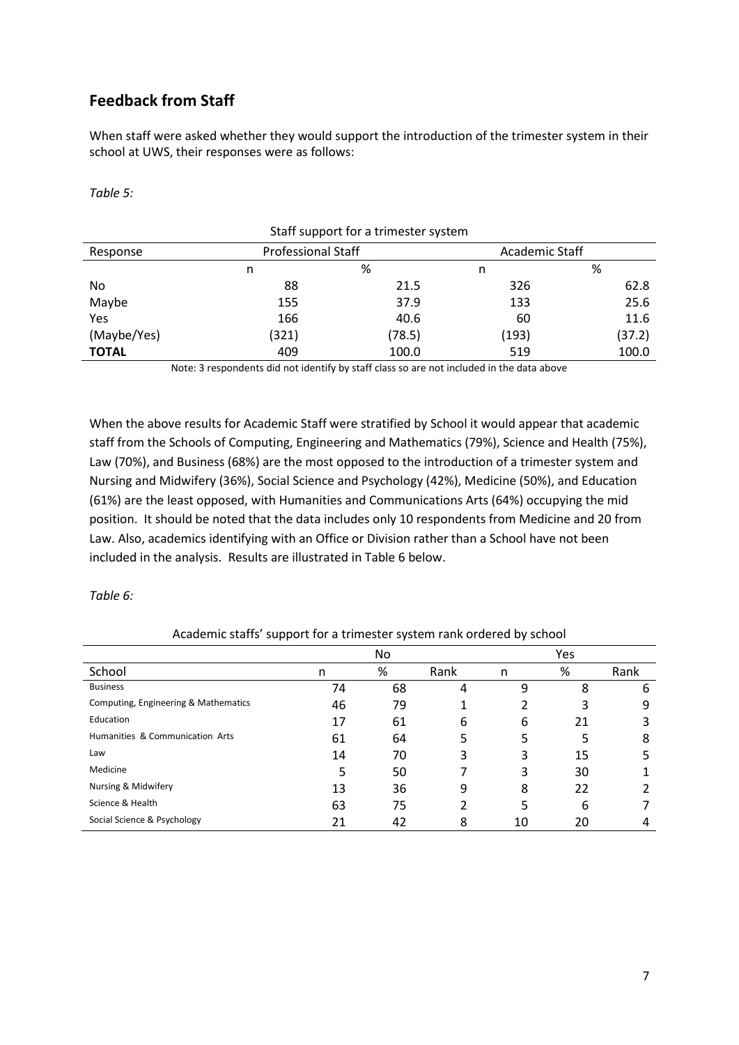## Feedback from Staff

When staff were asked whether they would support the introduction of the trimester system in their school at UWS, their responses were as follows:

*Table 5:*

Staff support for a trimester system

| Response | Professional Staff | | Academic Staff | |
|---|---|---|---|---|
| | n | % | n | % |
| No | 88 | 21.5 | 326 | 62.8 |
| Maybe | 155 | 37.9 | 133 | 25.6 |
| Yes | 166 | 40.6 | 60 | 11.6 |
| (Maybe/Yes) | (321) | (78.5) | (193) | (37.2) |
| **TOTAL** | 409 | 100.0 | 519 | 100.0 |

Note: 3 respondents did not identify by staff class so are not included in the data above

When the above results for Academic Staff were stratified by School it would appear that academic staff from the Schools of Computing, Engineering and Mathematics (79%), Science and Health (75%), Law (70%), and Business (68%) are the most opposed to the introduction of a trimester system and Nursing and Midwifery (36%), Social Science and Psychology (42%), Medicine (50%), and Education (61%) are the least opposed, with Humanities and Communications Arts (64%) occupying the mid position. It should be noted that the data includes only 10 respondents from Medicine and 20 from Law. Also, academics identifying with an Office or Division rather than a School have not been included in the analysis. Results are illustrated in Table 6 below.

*Table 6:*

Academic staffs' support for a trimester system rank ordered by school

| | No | | | Yes | | |
|---|---|---|---|---|---|---|
| School | n | % | Rank | n | % | Rank |
| Business | 74 | 68 | 4 | 9 | 8 | 6 |
| Computing, Engineering & Mathematics | 46 | 79 | 1 | 2 | 3 | 9 |
| Education | 17 | 61 | 6 | 6 | 21 | 3 |
| Humanities & Communication Arts | 61 | 64 | 5 | 5 | 5 | 8 |
| Law | 14 | 70 | 3 | 3 | 15 | 5 |
| Medicine | 5 | 50 | 7 | 3 | 30 | 1 |
| Nursing & Midwifery | 13 | 36 | 9 | 8 | 22 | 2 |
| Science & Health | 63 | 75 | 2 | 5 | 6 | 7 |
| Social Science & Psychology | 21 | 42 | 8 | 10 | 20 | 4 |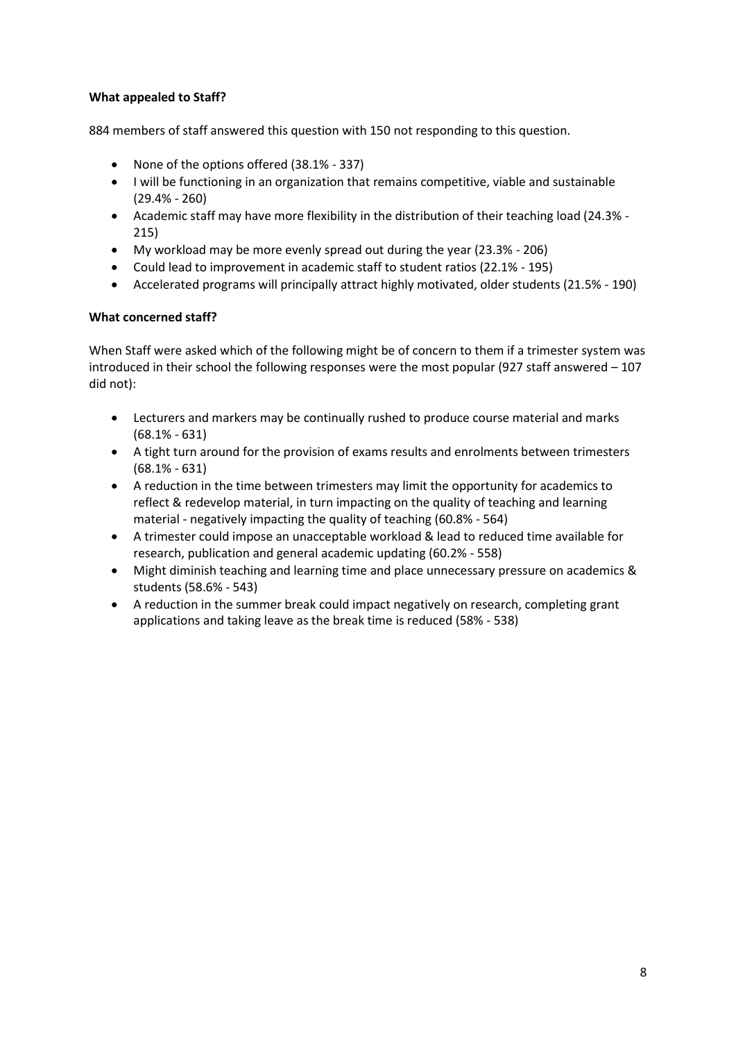**What appealed to Staff?**

884 members of staff answered this question with 150 not responding to this question.

- None of the options offered (38.1% - 337)
- I will be functioning in an organization that remains competitive, viable and sustainable (29.4% - 260)
- Academic staff may have more flexibility in the distribution of their teaching load (24.3% - 215)
- My workload may be more evenly spread out during the year (23.3% - 206)
- Could lead to improvement in academic staff to student ratios (22.1% - 195)
- Accelerated programs will principally attract highly motivated, older students (21.5% - 190)

**What concerned staff?**

When Staff were asked which of the following might be of concern to them if a trimester system was introduced in their school the following responses were the most popular (927 staff answered – 107 did not):

- Lecturers and markers may be continually rushed to produce course material and marks (68.1% - 631)
- A tight turn around for the provision of exams results and enrolments between trimesters (68.1% - 631)
- A reduction in the time between trimesters may limit the opportunity for academics to reflect & redevelop material, in turn impacting on the quality of teaching and learning material - negatively impacting the quality of teaching (60.8% - 564)
- A trimester could impose an unacceptable workload & lead to reduced time available for research, publication and general academic updating (60.2% - 558)
- Might diminish teaching and learning time and place unnecessary pressure on academics & students (58.6% - 543)
- A reduction in the summer break could impact negatively on research, completing grant applications and taking leave as the break time is reduced (58% - 538)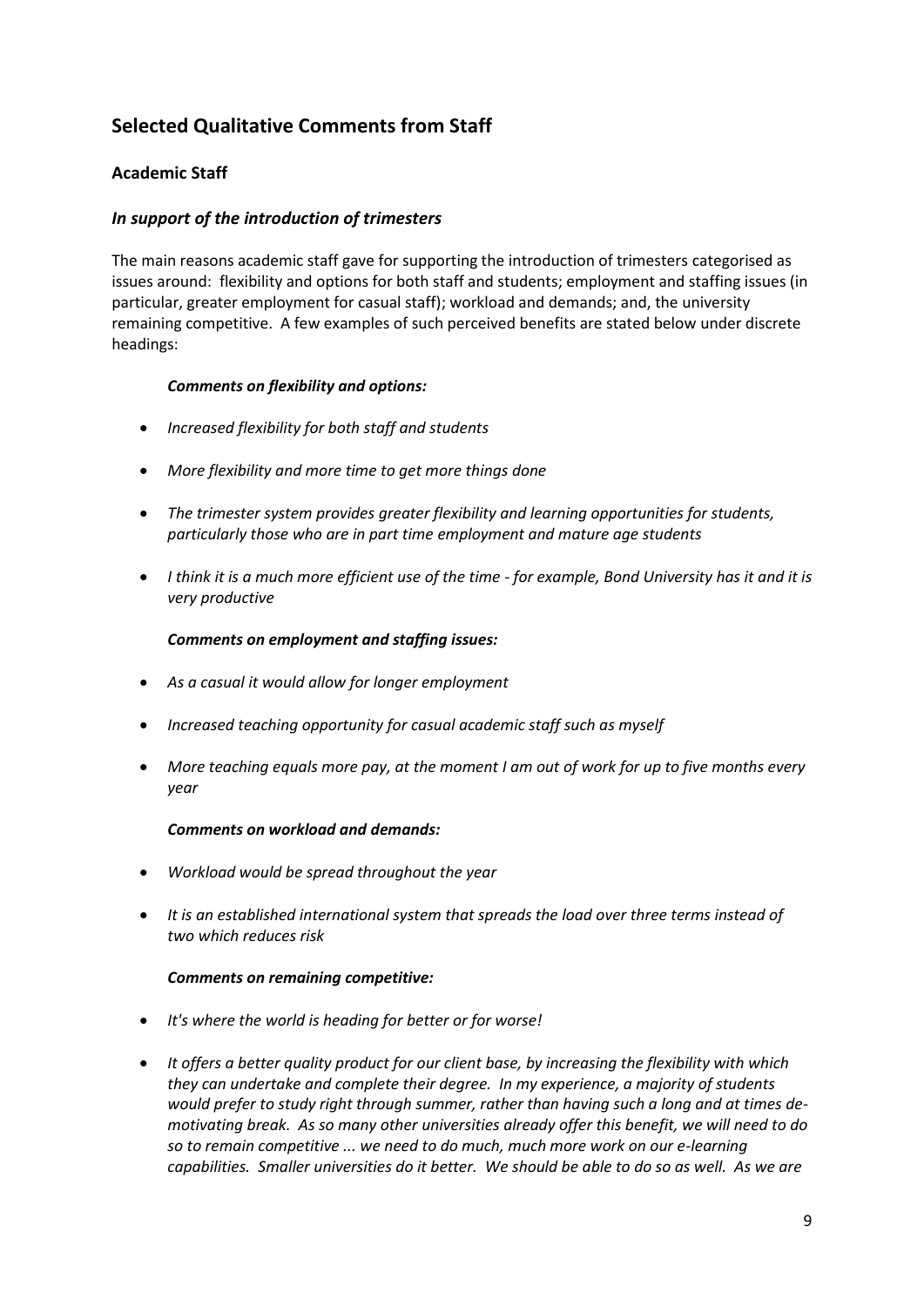## Selected Qualitative Comments from Staff

### Academic Staff

#### *In support of the introduction of trimesters*

The main reasons academic staff gave for supporting the introduction of trimesters categorised as issues around: flexibility and options for both staff and students; employment and staffing issues (in particular, greater employment for casual staff); workload and demands; and, the university remaining competitive. A few examples of such perceived benefits are stated below under discrete headings:

***Comments on flexibility and options:***

- *Increased flexibility for both staff and students*
- *More flexibility and more time to get more things done*
- *The trimester system provides greater flexibility and learning opportunities for students, particularly those who are in part time employment and mature age students*
- *I think it is a much more efficient use of the time - for example, Bond University has it and it is very productive*

***Comments on employment and staffing issues:***

- *As a casual it would allow for longer employment*
- *Increased teaching opportunity for casual academic staff such as myself*
- *More teaching equals more pay, at the moment I am out of work for up to five months every year*

***Comments on workload and demands:***

- *Workload would be spread throughout the year*
- *It is an established international system that spreads the load over three terms instead of two which reduces risk*

***Comments on remaining competitive:***

- *It's where the world is heading for better or for worse!*
- *It offers a better quality product for our client base, by increasing the flexibility with which they can undertake and complete their degree. In my experience, a majority of students would prefer to study right through summer, rather than having such a long and at times de-motivating break. As so many other universities already offer this benefit, we will need to do so to remain competitive ... we need to do much, much more work on our e-learning capabilities. Smaller universities do it better. We should be able to do so as well. As we are*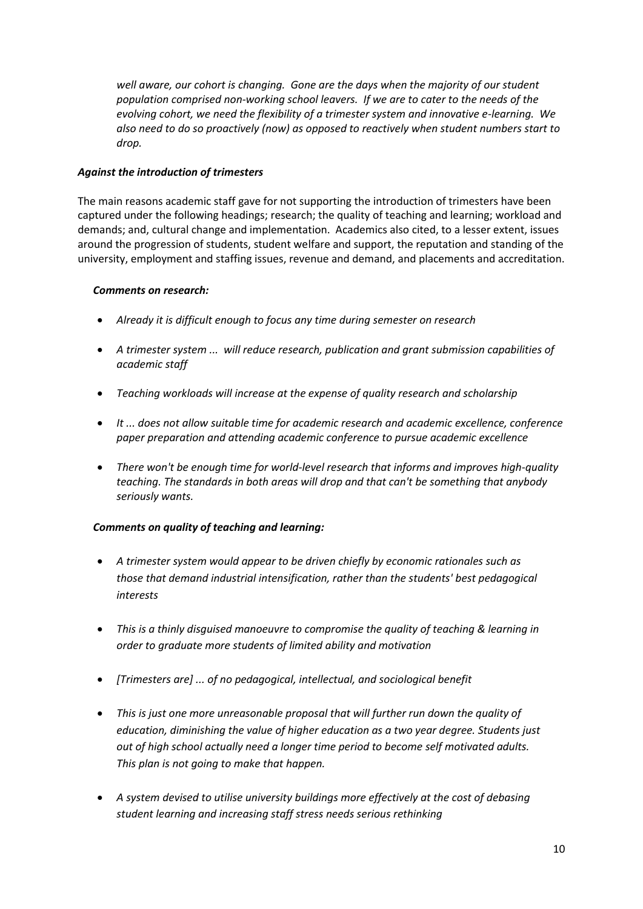*well aware, our cohort is changing. Gone are the days when the majority of our student population comprised non-working school leavers. If we are to cater to the needs of the evolving cohort, we need the flexibility of a trimester system and innovative e-learning. We also need to do so proactively (now) as opposed to reactively when student numbers start to drop.*

***Against the introduction of trimesters***

The main reasons academic staff gave for not supporting the introduction of trimesters have been captured under the following headings; research; the quality of teaching and learning; workload and demands; and, cultural change and implementation. Academics also cited, to a lesser extent, issues around the progression of students, student welfare and support, the reputation and standing of the university, employment and staffing issues, revenue and demand, and placements and accreditation.

***Comments on research:***

- *Already it is difficult enough to focus any time during semester on research*
- *A trimester system ... will reduce research, publication and grant submission capabilities of academic staff*
- *Teaching workloads will increase at the expense of quality research and scholarship*
- *It ... does not allow suitable time for academic research and academic excellence, conference paper preparation and attending academic conference to pursue academic excellence*
- *There won't be enough time for world-level research that informs and improves high-quality teaching. The standards in both areas will drop and that can't be something that anybody seriously wants.*

***Comments on quality of teaching and learning:***

- *A trimester system would appear to be driven chiefly by economic rationales such as those that demand industrial intensification, rather than the students' best pedagogical interests*
- *This is a thinly disguised manoeuvre to compromise the quality of teaching & learning in order to graduate more students of limited ability and motivation*
- *[Trimesters are] ... of no pedagogical, intellectual, and sociological benefit*
- *This is just one more unreasonable proposal that will further run down the quality of education, diminishing the value of higher education as a two year degree. Students just out of high school actually need a longer time period to become self motivated adults. This plan is not going to make that happen.*
- *A system devised to utilise university buildings more effectively at the cost of debasing student learning and increasing staff stress needs serious rethinking*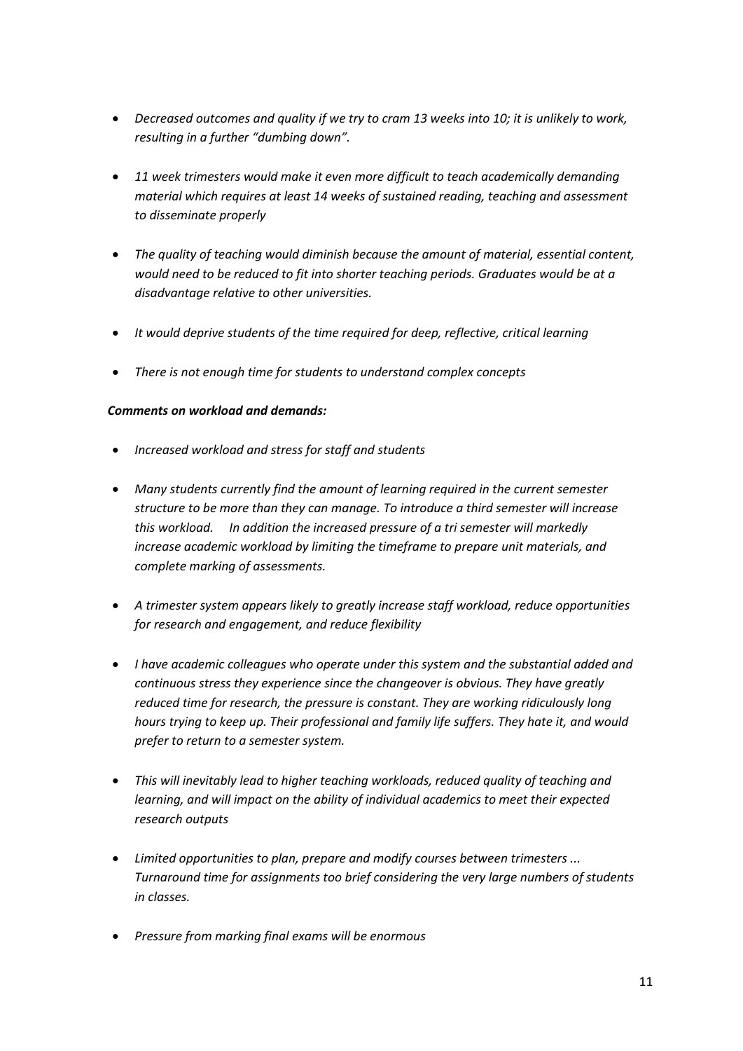- *Decreased outcomes and quality if we try to cram 13 weeks into 10; it is unlikely to work, resulting in a further "dumbing down".*

- *11 week trimesters would make it even more difficult to teach academically demanding material which requires at least 14 weeks of sustained reading, teaching and assessment to disseminate properly*

- *The quality of teaching would diminish because the amount of material, essential content, would need to be reduced to fit into shorter teaching periods. Graduates would be at a disadvantage relative to other universities.*

- *It would deprive students of the time required for deep, reflective, critical learning*

- *There is not enough time for students to understand complex concepts*

***Comments on workload and demands:***

- *Increased workload and stress for staff and students*

- *Many students currently find the amount of learning required in the current semester structure to be more than they can manage. To introduce a third semester will increase this workload. In addition the increased pressure of a tri semester will markedly increase academic workload by limiting the timeframe to prepare unit materials, and complete marking of assessments.*

- *A trimester system appears likely to greatly increase staff workload, reduce opportunities for research and engagement, and reduce flexibility*

- *I have academic colleagues who operate under this system and the substantial added and continuous stress they experience since the changeover is obvious. They have greatly reduced time for research, the pressure is constant. They are working ridiculously long hours trying to keep up. Their professional and family life suffers. They hate it, and would prefer to return to a semester system.*

- *This will inevitably lead to higher teaching workloads, reduced quality of teaching and learning, and will impact on the ability of individual academics to meet their expected research outputs*

- *Limited opportunities to plan, prepare and modify courses between trimesters ... Turnaround time for assignments too brief considering the very large numbers of students in classes.*

- *Pressure from marking final exams will be enormous*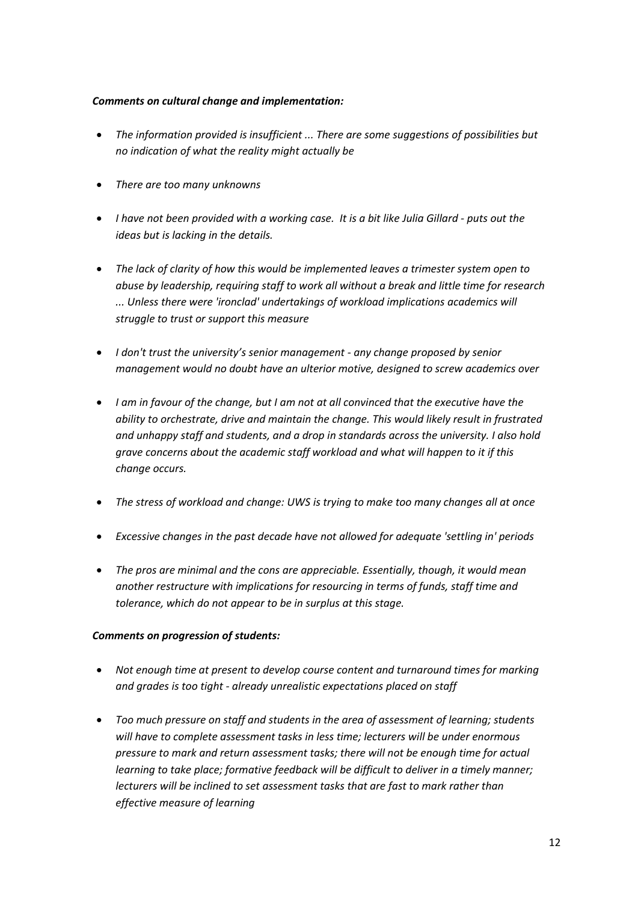***Comments on cultural change and implementation:***

- *The information provided is insufficient ... There are some suggestions of possibilities but no indication of what the reality might actually be*
- *There are too many unknowns*
- *I have not been provided with a working case. It is a bit like Julia Gillard - puts out the ideas but is lacking in the details.*
- *The lack of clarity of how this would be implemented leaves a trimester system open to abuse by leadership, requiring staff to work all without a break and little time for research ... Unless there were 'ironclad' undertakings of workload implications academics will struggle to trust or support this measure*
- *I don't trust the university's senior management - any change proposed by senior management would no doubt have an ulterior motive, designed to screw academics over*
- *I am in favour of the change, but I am not at all convinced that the executive have the ability to orchestrate, drive and maintain the change. This would likely result in frustrated and unhappy staff and students, and a drop in standards across the university. I also hold grave concerns about the academic staff workload and what will happen to it if this change occurs.*
- *The stress of workload and change: UWS is trying to make too many changes all at once*
- *Excessive changes in the past decade have not allowed for adequate 'settling in' periods*
- *The pros are minimal and the cons are appreciable. Essentially, though, it would mean another restructure with implications for resourcing in terms of funds, staff time and tolerance, which do not appear to be in surplus at this stage.*

***Comments on progression of students:***

- *Not enough time at present to develop course content and turnaround times for marking and grades is too tight - already unrealistic expectations placed on staff*
- *Too much pressure on staff and students in the area of assessment of learning; students will have to complete assessment tasks in less time; lecturers will be under enormous pressure to mark and return assessment tasks; there will not be enough time for actual learning to take place; formative feedback will be difficult to deliver in a timely manner; lecturers will be inclined to set assessment tasks that are fast to mark rather than effective measure of learning*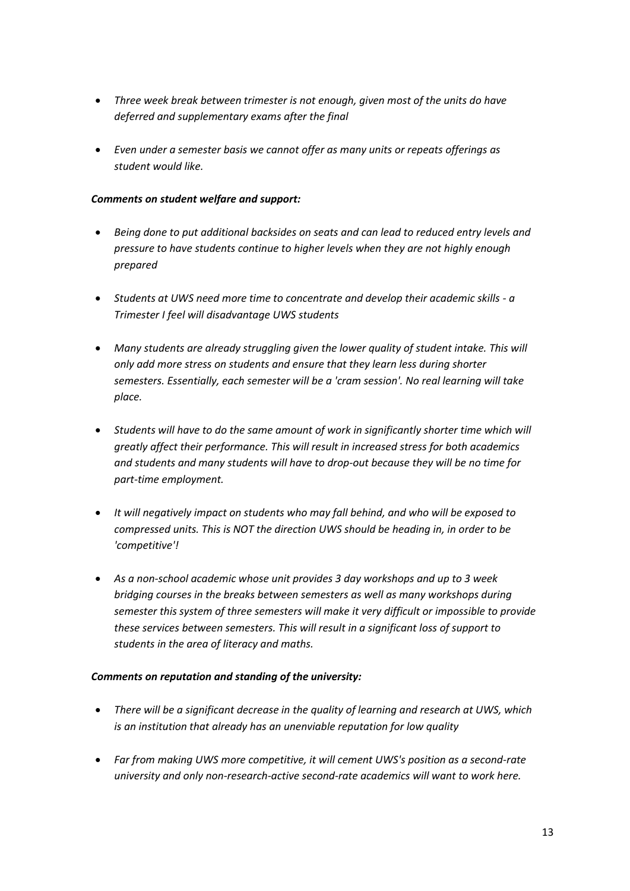- *Three week break between trimester is not enough, given most of the units do have deferred and supplementary exams after the final*

- *Even under a semester basis we cannot offer as many units or repeats offerings as student would like.*

***Comments on student welfare and support:***

- *Being done to put additional backsides on seats and can lead to reduced entry levels and pressure to have students continue to higher levels when they are not highly enough prepared*

- *Students at UWS need more time to concentrate and develop their academic skills - a Trimester I feel will disadvantage UWS students*

- *Many students are already struggling given the lower quality of student intake. This will only add more stress on students and ensure that they learn less during shorter semesters. Essentially, each semester will be a 'cram session'. No real learning will take place.*

- *Students will have to do the same amount of work in significantly shorter time which will greatly affect their performance. This will result in increased stress for both academics and students and many students will have to drop-out because they will be no time for part-time employment.*

- *It will negatively impact on students who may fall behind, and who will be exposed to compressed units. This is NOT the direction UWS should be heading in, in order to be 'competitive'!*

- *As a non-school academic whose unit provides 3 day workshops and up to 3 week bridging courses in the breaks between semesters as well as many workshops during semester this system of three semesters will make it very difficult or impossible to provide these services between semesters. This will result in a significant loss of support to students in the area of literacy and maths.*

***Comments on reputation and standing of the university:***

- *There will be a significant decrease in the quality of learning and research at UWS, which is an institution that already has an unenviable reputation for low quality*

- *Far from making UWS more competitive, it will cement UWS's position as a second-rate university and only non-research-active second-rate academics will want to work here.*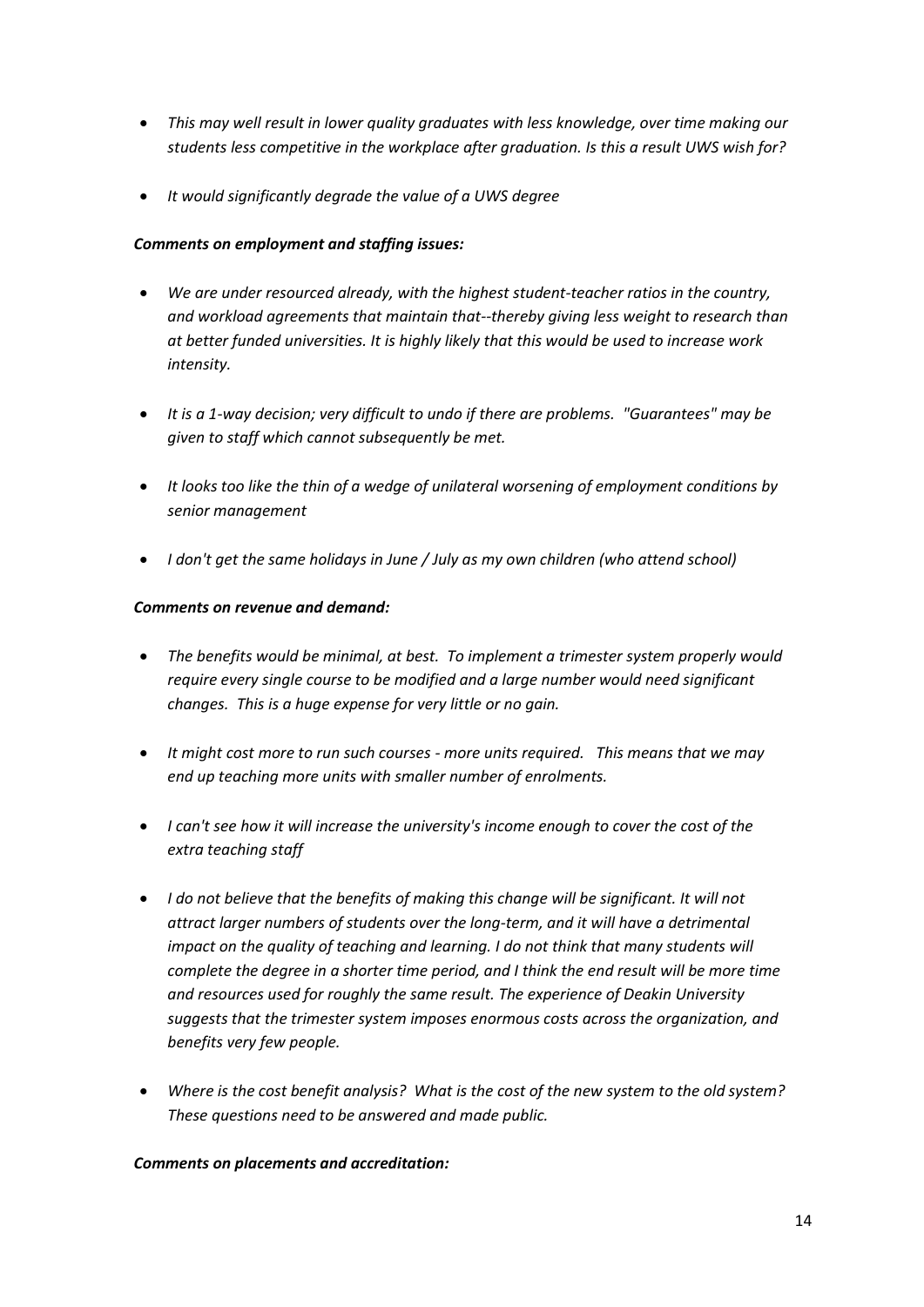- *This may well result in lower quality graduates with less knowledge, over time making our students less competitive in the workplace after graduation. Is this a result UWS wish for?*

- *It would significantly degrade the value of a UWS degree*

***Comments on employment and staffing issues:***

- *We are under resourced already, with the highest student-teacher ratios in the country, and workload agreements that maintain that--thereby giving less weight to research than at better funded universities. It is highly likely that this would be used to increase work intensity.*

- *It is a 1-way decision; very difficult to undo if there are problems. "Guarantees" may be given to staff which cannot subsequently be met.*

- *It looks too like the thin of a wedge of unilateral worsening of employment conditions by senior management*

- *I don't get the same holidays in June / July as my own children (who attend school)*

***Comments on revenue and demand:***

- *The benefits would be minimal, at best. To implement a trimester system properly would require every single course to be modified and a large number would need significant changes. This is a huge expense for very little or no gain.*

- *It might cost more to run such courses - more units required. This means that we may end up teaching more units with smaller number of enrolments.*

- *I can't see how it will increase the university's income enough to cover the cost of the extra teaching staff*

- *I do not believe that the benefits of making this change will be significant. It will not attract larger numbers of students over the long-term, and it will have a detrimental impact on the quality of teaching and learning. I do not think that many students will complete the degree in a shorter time period, and I think the end result will be more time and resources used for roughly the same result. The experience of Deakin University suggests that the trimester system imposes enormous costs across the organization, and benefits very few people.*

- *Where is the cost benefit analysis? What is the cost of the new system to the old system? These questions need to be answered and made public.*

***Comments on placements and accreditation:***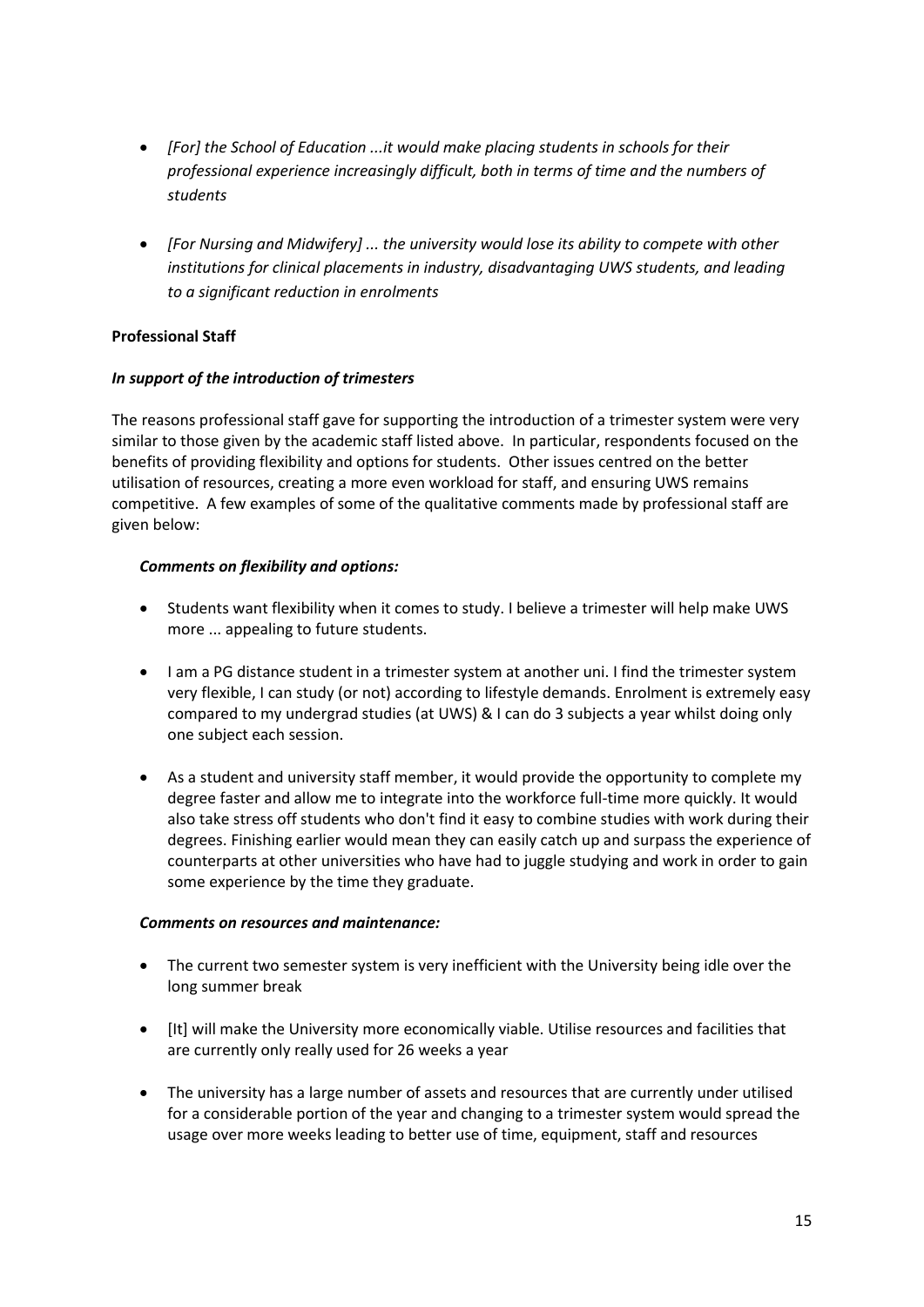- *[For] the School of Education ...it would make placing students in schools for their professional experience increasingly difficult, both in terms of time and the numbers of students*

- *[For Nursing and Midwifery] ... the university would lose its ability to compete with other institutions for clinical placements in industry, disadvantaging UWS students, and leading to a significant reduction in enrolments*

**Professional Staff**

***In support of the introduction of trimesters***

The reasons professional staff gave for supporting the introduction of a trimester system were very similar to those given by the academic staff listed above. In particular, respondents focused on the benefits of providing flexibility and options for students. Other issues centred on the better utilisation of resources, creating a more even workload for staff, and ensuring UWS remains competitive. A few examples of some of the qualitative comments made by professional staff are given below:

***Comments on flexibility and options:***

- Students want flexibility when it comes to study. I believe a trimester will help make UWS more ... appealing to future students.

- I am a PG distance student in a trimester system at another uni. I find the trimester system very flexible, I can study (or not) according to lifestyle demands. Enrolment is extremely easy compared to my undergrad studies (at UWS) & I can do 3 subjects a year whilst doing only one subject each session.

- As a student and university staff member, it would provide the opportunity to complete my degree faster and allow me to integrate into the workforce full-time more quickly. It would also take stress off students who don't find it easy to combine studies with work during their degrees. Finishing earlier would mean they can easily catch up and surpass the experience of counterparts at other universities who have had to juggle studying and work in order to gain some experience by the time they graduate.

***Comments on resources and maintenance:***

- The current two semester system is very inefficient with the University being idle over the long summer break

- [It] will make the University more economically viable. Utilise resources and facilities that are currently only really used for 26 weeks a year

- The university has a large number of assets and resources that are currently under utilised for a considerable portion of the year and changing to a trimester system would spread the usage over more weeks leading to better use of time, equipment, staff and resources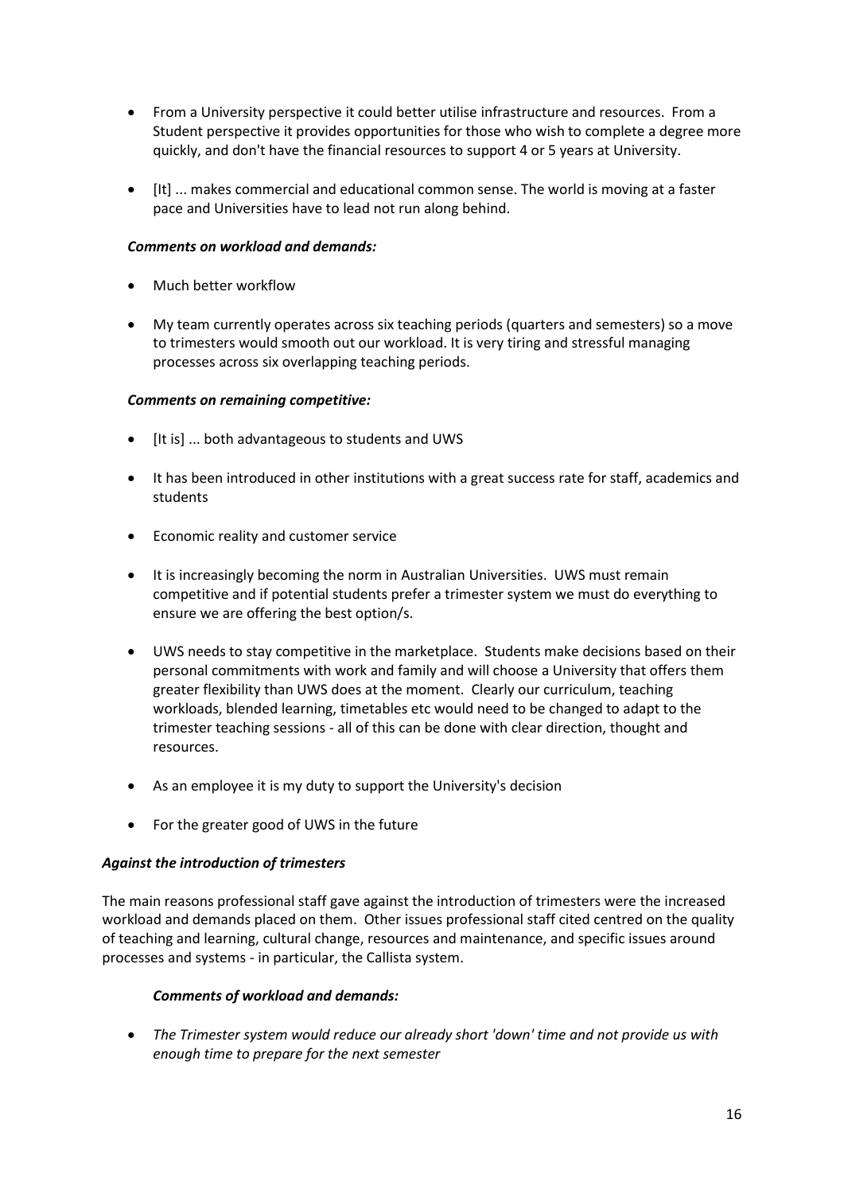- From a University perspective it could better utilise infrastructure and resources. From a Student perspective it provides opportunities for those who wish to complete a degree more quickly, and don't have the financial resources to support 4 or 5 years at University.

- [It] ... makes commercial and educational common sense. The world is moving at a faster pace and Universities have to lead not run along behind.

***Comments on workload and demands:***

- Much better workflow

- My team currently operates across six teaching periods (quarters and semesters) so a move to trimesters would smooth out our workload. It is very tiring and stressful managing processes across six overlapping teaching periods.

***Comments on remaining competitive:***

- [It is] ... both advantageous to students and UWS

- It has been introduced in other institutions with a great success rate for staff, academics and students

- Economic reality and customer service

- It is increasingly becoming the norm in Australian Universities. UWS must remain competitive and if potential students prefer a trimester system we must do everything to ensure we are offering the best option/s.

- UWS needs to stay competitive in the marketplace. Students make decisions based on their personal commitments with work and family and will choose a University that offers them greater flexibility than UWS does at the moment. Clearly our curriculum, teaching workloads, blended learning, timetables etc would need to be changed to adapt to the trimester teaching sessions - all of this can be done with clear direction, thought and resources.

- As an employee it is my duty to support the University's decision

- For the greater good of UWS in the future

***Against the introduction of trimesters***

The main reasons professional staff gave against the introduction of trimesters were the increased workload and demands placed on them. Other issues professional staff cited centred on the quality of teaching and learning, cultural change, resources and maintenance, and specific issues around processes and systems - in particular, the Callista system.

***Comments of workload and demands:***

- *The Trimester system would reduce our already short 'down' time and not provide us with enough time to prepare for the next semester*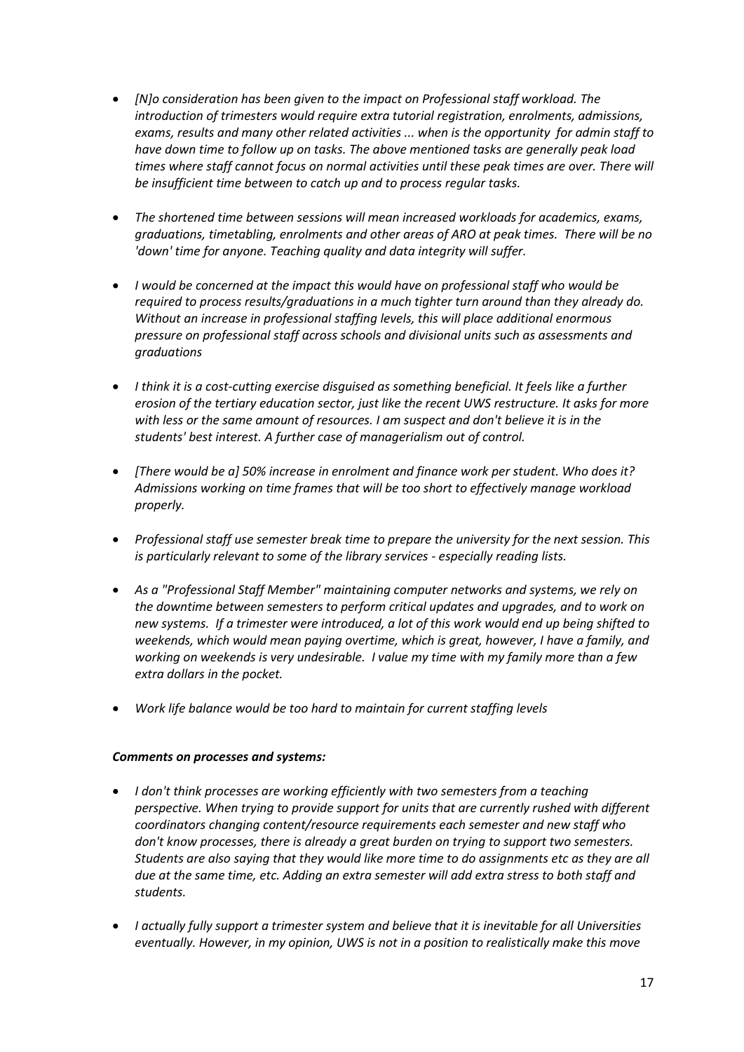- *[N]o consideration has been given to the impact on Professional staff workload. The introduction of trimesters would require extra tutorial registration, enrolments, admissions, exams, results and many other related activities ... when is the opportunity for admin staff to have down time to follow up on tasks. The above mentioned tasks are generally peak load times where staff cannot focus on normal activities until these peak times are over. There will be insufficient time between to catch up and to process regular tasks.*

- *The shortened time between sessions will mean increased workloads for academics, exams, graduations, timetabling, enrolments and other areas of ARO at peak times. There will be no 'down' time for anyone. Teaching quality and data integrity will suffer.*

- *I would be concerned at the impact this would have on professional staff who would be required to process results/graduations in a much tighter turn around than they already do. Without an increase in professional staffing levels, this will place additional enormous pressure on professional staff across schools and divisional units such as assessments and graduations*

- *I think it is a cost-cutting exercise disguised as something beneficial. It feels like a further erosion of the tertiary education sector, just like the recent UWS restructure. It asks for more with less or the same amount of resources. I am suspect and don't believe it is in the students' best interest. A further case of managerialism out of control.*

- *[There would be a] 50% increase in enrolment and finance work per student. Who does it? Admissions working on time frames that will be too short to effectively manage workload properly.*

- *Professional staff use semester break time to prepare the university for the next session. This is particularly relevant to some of the library services - especially reading lists.*

- *As a "Professional Staff Member" maintaining computer networks and systems, we rely on the downtime between semesters to perform critical updates and upgrades, and to work on new systems. If a trimester were introduced, a lot of this work would end up being shifted to weekends, which would mean paying overtime, which is great, however, I have a family, and working on weekends is very undesirable. I value my time with my family more than a few extra dollars in the pocket.*

- *Work life balance would be too hard to maintain for current staffing levels*

***Comments on processes and systems:***

- *I don't think processes are working efficiently with two semesters from a teaching perspective. When trying to provide support for units that are currently rushed with different coordinators changing content/resource requirements each semester and new staff who don't know processes, there is already a great burden on trying to support two semesters. Students are also saying that they would like more time to do assignments etc as they are all due at the same time, etc. Adding an extra semester will add extra stress to both staff and students.*

- *I actually fully support a trimester system and believe that it is inevitable for all Universities eventually. However, in my opinion, UWS is not in a position to realistically make this move*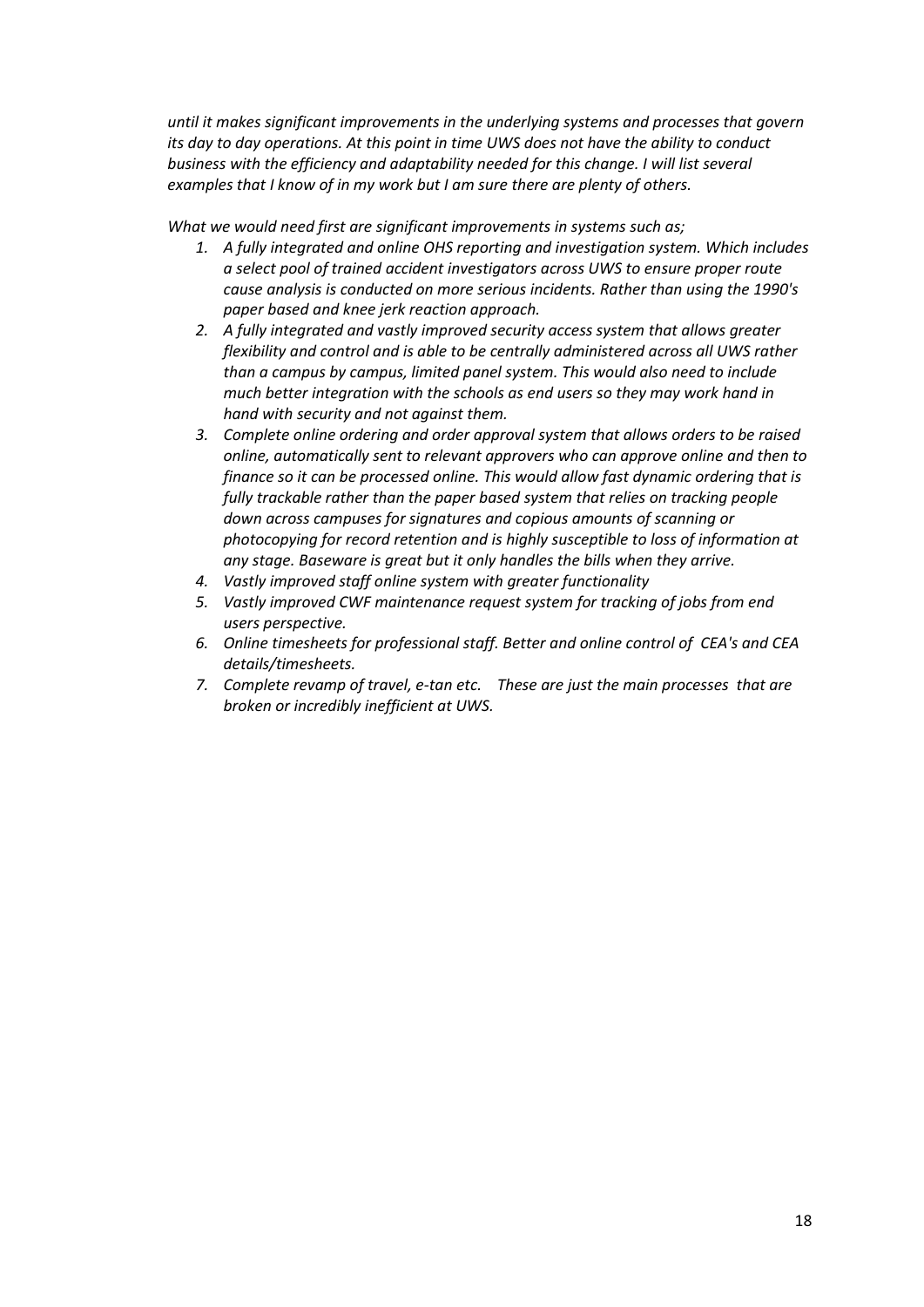*until it makes significant improvements in the underlying systems and processes that govern its day to day operations. At this point in time UWS does not have the ability to conduct business with the efficiency and adaptability needed for this change. I will list several examples that I know of in my work but I am sure there are plenty of others.*

*What we would need first are significant improvements in systems such as;*

1. *A fully integrated and online OHS reporting and investigation system. Which includes a select pool of trained accident investigators across UWS to ensure proper route cause analysis is conducted on more serious incidents. Rather than using the 1990's paper based and knee jerk reaction approach.*
2. *A fully integrated and vastly improved security access system that allows greater flexibility and control and is able to be centrally administered across all UWS rather than a campus by campus, limited panel system. This would also need to include much better integration with the schools as end users so they may work hand in hand with security and not against them.*
3. *Complete online ordering and order approval system that allows orders to be raised online, automatically sent to relevant approvers who can approve online and then to finance so it can be processed online. This would allow fast dynamic ordering that is fully trackable rather than the paper based system that relies on tracking people down across campuses for signatures and copious amounts of scanning or photocopying for record retention and is highly susceptible to loss of information at any stage. Baseware is great but it only handles the bills when they arrive.*
4. *Vastly improved staff online system with greater functionality*
5. *Vastly improved CWF maintenance request system for tracking of jobs from end users perspective.*
6. *Online timesheets for professional staff. Better and online control of CEA's and CEA details/timesheets.*
7. *Complete revamp of travel, e-tan etc. These are just the main processes that are broken or incredibly inefficient at UWS.*